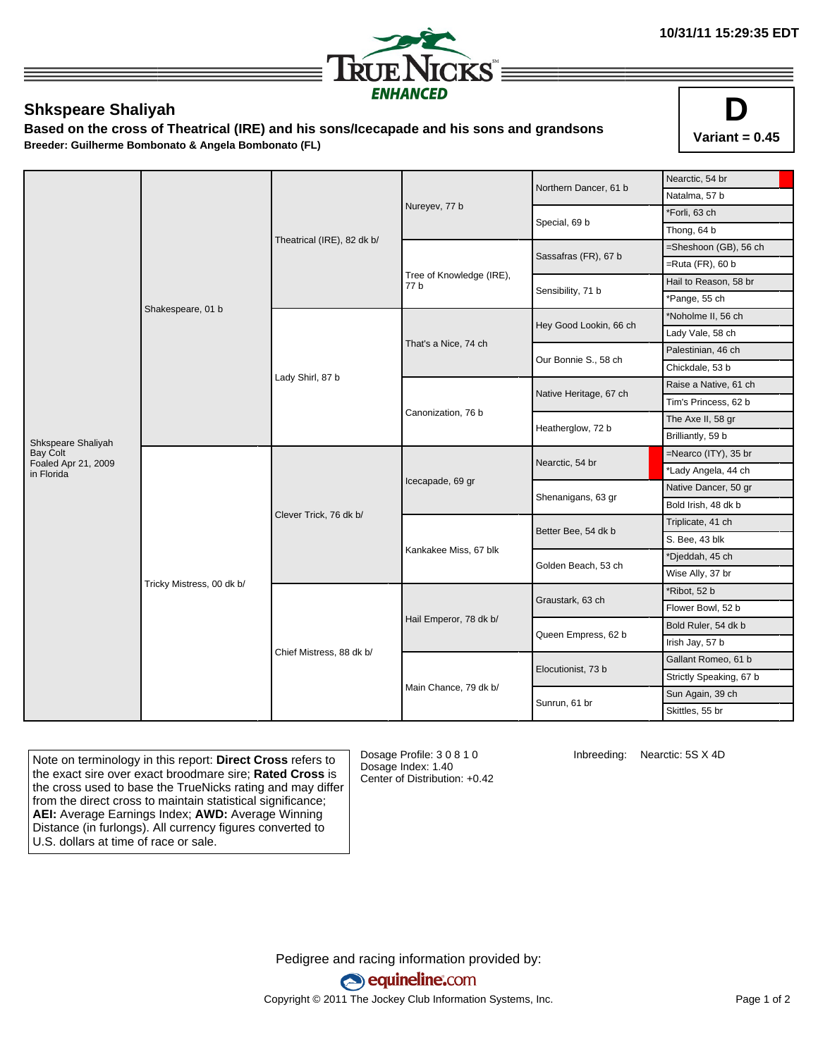10/31/11 15:29:35 EDT

TRUENICKS ENHANCED

## Shkspeare Shaliyah

**Based on the cross of Theatrical (IRE) and his sons/Icecapade and his sons and grandsons**

**Breeder: Guilherme Bombonato & Angela Bombonato (FL)**

**D**

**Variant = 0.45**

| Horse | Sire/Dam | Grandparents | Great-grandparents | 4th generation | 5th generation |
|---|---|---|---|---|---|
| Shkspeare Shaliyah Bay Colt Foaled Apr 21, 2009 in Florida | Shakespeare, 01 b | Theatrical (IRE), 82 dk b/ | Nureyev, 77 b | Northern Dancer, 61 b | Nearctic, 54 br |
| | | | | | Natalma, 57 b |
| | | | | Special, 69 b | *Forli, 63 ch |
| | | | | | Thong, 64 b |
| | | | Tree of Knowledge (IRE), 77 b | Sassafras (FR), 67 b | =Sheshoon (GB), 56 ch |
| | | | | | =Ruta (FR), 60 b |
| | | | | Sensibility, 71 b | Hail to Reason, 58 br |
| | | | | | *Pange, 55 ch |
| | | Lady Shirl, 87 b | That's a Nice, 74 ch | Hey Good Lookin, 66 ch | *Noholme II, 56 ch |
| | | | | | Lady Vale, 58 ch |
| | | | | Our Bonnie S., 58 ch | Palestinian, 46 ch |
| | | | | | Chickdale, 53 b |
| | | | Canonization, 76 b | Native Heritage, 67 ch | Raise a Native, 61 ch |
| | | | | | Tim's Princess, 62 b |
| | | | | Heatherglow, 72 b | The Axe II, 58 gr |
| | | | | | Brilliantly, 59 b |
| | Tricky Mistress, 00 dk b/ | Clever Trick, 76 dk b/ | Icecapade, 69 gr | Nearctic, 54 br | =Nearco (ITY), 35 br |
| | | | | | *Lady Angela, 44 ch |
| | | | | Shenanigans, 63 gr | Native Dancer, 50 gr |
| | | | | | Bold Irish, 48 dk b |
| | | | Kankakee Miss, 67 blk | Better Bee, 54 dk b | Triplicate, 41 ch |
| | | | | | S. Bee, 43 blk |
| | | | | Golden Beach, 53 ch | *Djeddah, 45 ch |
| | | | | | Wise Ally, 37 br |
| | | Chief Mistress, 88 dk b/ | Hail Emperor, 78 dk b/ | Graustark, 63 ch | *Ribot, 52 b |
| | | | | | Flower Bowl, 52 b |
| | | | | Queen Empress, 62 b | Bold Ruler, 54 dk b |
| | | | | | Irish Jay, 57 b |
| | | | Main Chance, 79 dk b/ | Elocutionist, 73 b | Gallant Romeo, 61 b |
| | | | | | Strictly Speaking, 67 b |
| | | | | Sunrun, 61 br | Sun Again, 39 ch |
| | | | | | Skittles, 55 br |

Note on terminology in this report: **Direct Cross** refers to the exact sire over exact broodmare sire; **Rated Cross** is the cross used to base the TrueNicks rating and may differ from the direct cross to maintain statistical significance; **AEI:** Average Earnings Index; **AWD:** Average Winning Distance (in furlongs). All currency figures converted to U.S. dollars at time of race or sale.

Dosage Profile: 3 0 8 1 0
Dosage Index: 1.40
Center of Distribution: +0.42

Inbreeding: Nearctic: 5S X 4D

Pedigree and racing information provided by:

equineline.com

Copyright © 2011 The Jockey Club Information Systems, Inc.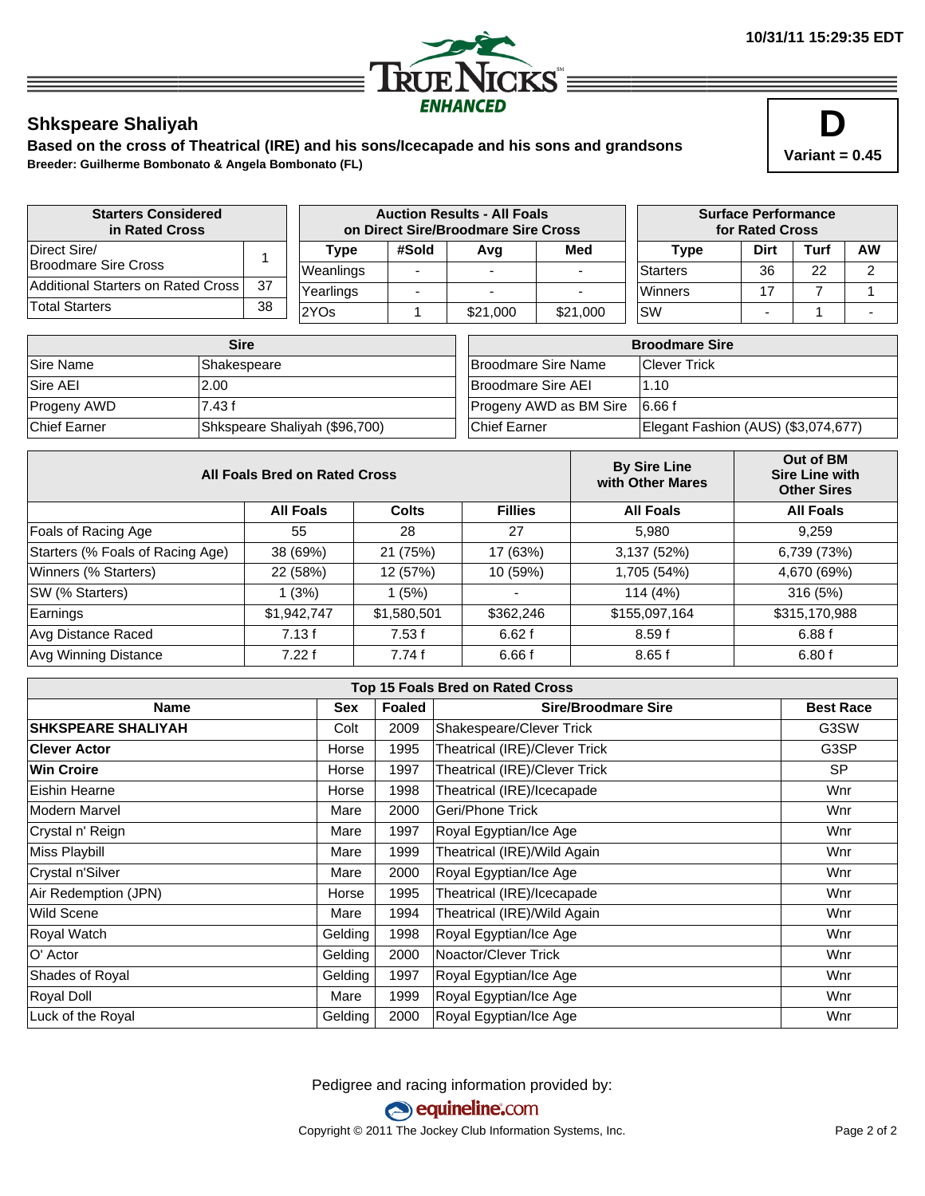10/31/11 15:29:35 EDT

TRUE NICKS ENHANCED

## Shkspeare Shaliyah

**Based on the cross of Theatrical (IRE) and his sons/Icecapade and his sons and grandsons**

**Breeder: Guilherme Bombonato & Angela Bombonato (FL)**

**D**

**Variant = 0.45**

| Starters Considered in Rated Cross | |
|---|---|
| Direct Sire/ Broodmare Sire Cross | 1 |
| Additional Starters on Rated Cross | 37 |
| Total Starters | 38 |

| Auction Results - All Foals on Direct Sire/Broodmare Sire Cross | | | |
|---|---|---|---|
| Type | #Sold | Avg | Med |
| Weanlings | - | - | - |
| Yearlings | - | - | - |
| 2YOs | 1 | $21,000 | $21,000 |

| Surface Performance for Rated Cross | | | |
|---|---|---|---|
| Type | Dirt | Turf | AW |
| Starters | 36 | 22 | 2 |
| Winners | 17 | 7 | 1 |
| SW | - | 1 | - |

| Sire | |
|---|---|
| Sire Name | Shakespeare |
| Sire AEI | 2.00 |
| Progeny AWD | 7.43 f |
| Chief Earner | Shkspeare Shaliyah ($96,700) |

| Broodmare Sire | |
|---|---|
| Broodmare Sire Name | Clever Trick |
| Broodmare Sire AEI | 1.10 |
| Progeny AWD as BM Sire | 6.66 f |
| Chief Earner | Elegant Fashion (AUS) ($3,074,677) |

| All Foals Bred on Rated Cross | | | | By Sire Line with Other Mares | Out of BM Sire Line with Other Sires |
|---|---|---|---|---|---|
| | All Foals | Colts | Fillies | All Foals | All Foals |
| Foals of Racing Age | 55 | 28 | 27 | 5,980 | 9,259 |
| Starters (% Foals of Racing Age) | 38 (69%) | 21 (75%) | 17 (63%) | 3,137 (52%) | 6,739 (73%) |
| Winners (% Starters) | 22 (58%) | 12 (57%) | 10 (59%) | 1,705 (54%) | 4,670 (69%) |
| SW (% Starters) | 1 (3%) | 1 (5%) | - | 114 (4%) | 316 (5%) |
| Earnings | $1,942,747 | $1,580,501 | $362,246 | $155,097,164 | $315,170,988 |
| Avg Distance Raced | 7.13 f | 7.53 f | 6.62 f | 8.59 f | 6.88 f |
| Avg Winning Distance | 7.22 f | 7.74 f | 6.66 f | 8.65 f | 6.80 f |

| Top 15 Foals Bred on Rated Cross | | | | |
|---|---|---|---|---|
| Name | Sex | Foaled | Sire/Broodmare Sire | Best Race |
| **SHKSPEARE SHALIYAH** | Colt | 2009 | Shakespeare/Clever Trick | G3SW |
| **Clever Actor** | Horse | 1995 | Theatrical (IRE)/Clever Trick | G3SP |
| **Win Croire** | Horse | 1997 | Theatrical (IRE)/Clever Trick | SP |
| Eishin Hearne | Horse | 1998 | Theatrical (IRE)/Icecapade | Wnr |
| Modern Marvel | Mare | 2000 | Geri/Phone Trick | Wnr |
| Crystal n' Reign | Mare | 1997 | Royal Egyptian/Ice Age | Wnr |
| Miss Playbill | Mare | 1999 | Theatrical (IRE)/Wild Again | Wnr |
| Crystal n'Silver | Mare | 2000 | Royal Egyptian/Ice Age | Wnr |
| Air Redemption (JPN) | Horse | 1995 | Theatrical (IRE)/Icecapade | Wnr |
| Wild Scene | Mare | 1994 | Theatrical (IRE)/Wild Again | Wnr |
| Royal Watch | Gelding | 1998 | Royal Egyptian/Ice Age | Wnr |
| O' Actor | Gelding | 2000 | Noactor/Clever Trick | Wnr |
| Shades of Royal | Gelding | 1997 | Royal Egyptian/Ice Age | Wnr |
| Royal Doll | Mare | 1999 | Royal Egyptian/Ice Age | Wnr |
| Luck of the Royal | Gelding | 2000 | Royal Egyptian/Ice Age | Wnr |

Pedigree and racing information provided by:

equineline.com

Copyright © 2011 The Jockey Club Information Systems, Inc.